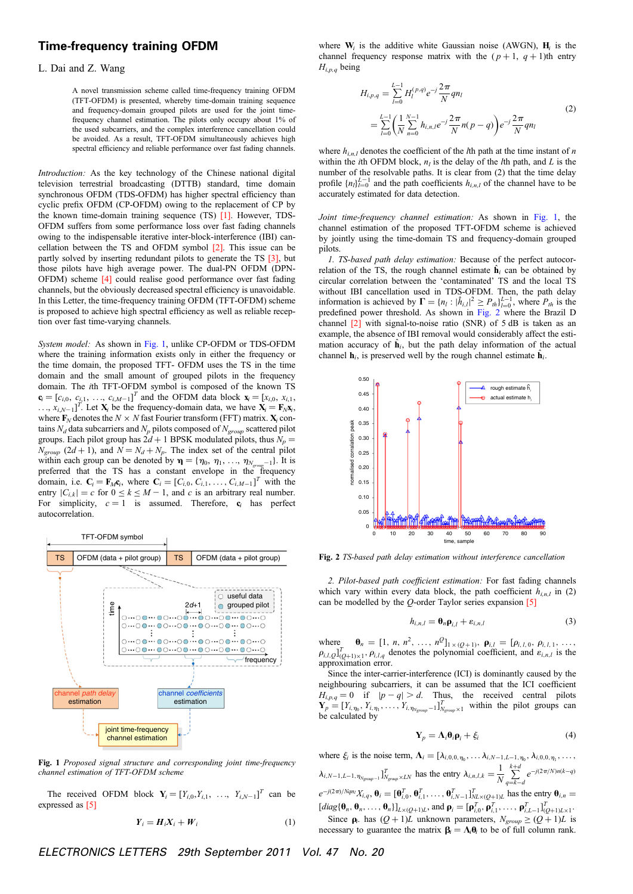# Time-frequency training OFDM

L. Dai and Z. Wang

A novel transmission scheme called time-frequency training OFDM (TFT-OFDM) is presented, whereby time-domain training sequence and frequency-domain grouped pilots are used for the joint time-frequency channel estimation. The pilots only occupy about 1% of the used subcarriers, and the complex interference cancellation could be avoided. As a result, TFT-OFDM simultaneously achieves high spectral efficiency and reliable performance over fast fading channels.

*Introduction:* As the key technology of the Chinese national digital television terrestrial broadcasting (DTTB) standard, time domain synchronous OFDM (TDS-OFDM) has higher spectral efficiency than cyclic prefix OFDM (CP-OFDM) owing to the replacement of CP by the known time-domain training sequence (TS) [1]. However, TDS-OFDM suffers from some performance loss over fast fading channels owing to the indispensable iterative inter-block-interference (IBI) cancellation between the TS and OFDM symbol [2]. This issue can be partly solved by inserting redundant pilots to generate the TS [3], but those pilots have high average power. The dual-PN OFDM (DPN-OFDM) scheme [4] could realise good performance over fast fading channels, but the obviously decreased spectral efficiency is unavoidable. In this Letter, the time-frequency training OFDM (TFT-OFDM) scheme is proposed to achieve high spectral efficiency as well as reliable reception over fast time-varying channels.

*System model:* As shown in Fig. 1, unlike CP-OFDM or TDS-OFDM where the training information exists only in either the frequency or the time domain, the proposed TFT- OFDM uses the TS in the time domain and the small amount of grouped pilots in the frequency domain. The $i$th TFT-OFDM symbol is composed of the known TS $\mathbf{c}_i = [c_{i,0}, c_{i,1}, \ldots, c_{i,M-1}]^T$ and the OFDM data block $\mathbf{x}_i = [x_{i,0}, x_{i,1}, \ldots, x_{i,N-1}]^T$. Let $\mathbf{X}_i$ be the frequency-domain data, we have $\mathbf{X}_i = \mathbf{F}_N\mathbf{x}_i$, where $\mathbf{F}_N$ denotes the $N \times N$ fast Fourier transform (FFT) matrix. $\mathbf{X}_i$ contains $N_d$ data subcarriers and $N_p$ pilots composed of $N_{group}$ scattered pilot groups. Each pilot group has $2d+1$ BPSK modulated pilots, thus $N_p = N_{group}(2d+1)$, and $N = N_d + N_p$. The index set of the central pilot within each group can be denoted by $\boldsymbol{\eta} = \{\eta_0, \eta_1, \ldots, \eta_{N_{group}-1}\}$. It is preferred that the TS has a constant envelope in the frequency domain, i.e. $\mathbf{C}_i = \mathbf{F}_M\mathbf{c}_i$, where $\mathbf{C}_i = [C_{i,0}, C_{i,1}, \ldots, C_{i,M-1}]^T$ with the entry $|C_{i,k}| = c$ for $0 \le k \le M-1$, and $c$ is an arbitrary real number. For simplicity, $c = 1$ is assumed. Therefore, $\mathbf{c}_i$ has perfect autocorrelation.

**Fig. 1** *Proposed signal structure and corresponding joint time-frequency channel estimation of TFT-OFDM scheme*

The received OFDM block $\mathbf{Y}_i = [Y_{i,0}, Y_{i,1}, \ldots, Y_{i,N-1}]^T$ can be expressed as [5]

$$\mathbf{Y}_i = \mathbf{H}_i\mathbf{X}_i + \mathbf{W}_i \tag{1}$$

where $\mathbf{W}_i$ is the additive white Gaussian noise (AWGN), $\mathbf{H}_i$ is the channel frequency response matrix with the $(p+1, q+1)$th entry $H_{i,p,q}$ being

$$\begin{aligned} H_{i,p,q} &= \sum_{l=0}^{L-1} H_l^{(p,q)} e^{-j\frac{2\pi}{N}qn_l} \\ &= \sum_{l=0}^{L-1}\left(\frac{1}{N}\sum_{n=0}^{N-1} h_{i,n,l}e^{-j\frac{2\pi}{N}n(p-q)}\right)e^{-j\frac{2\pi}{N}qn_l} \end{aligned} \tag{2}$$

where $h_{i,n,l}$ denotes the coefficient of the $l$th path at the time instant of $n$ within the $i$th OFDM block, $n_l$ is the delay of the $l$th path, and $L$ is the number of the resolvable paths. It is clear from (2) that the time delay profile $\{n_l\}_{l=0}^{L-1}$ and the path coefficients $h_{i,n,l}$ of the channel have to be accurately estimated for data detection.

*Joint time-frequency channel estimation:* As shown in Fig. 1, the channel estimation of the proposed TFT-OFDM scheme is achieved by jointly using the time-domain TS and frequency-domain grouped pilots.

*1. TS-based path delay estimation:* Because of the perfect autocorrelation of the TS, the rough channel estimate $\hat{\mathbf{h}}_i$ can be obtained by circular correlation between the 'contaminated' TS and the local TS without IBI cancellation used in TDS-OFDM. Then, the path delay information is achieved by $\boldsymbol{\Gamma} = \{n_l : |\hat{h}_{i,l}|^2 \ge P_{th}\}_{l=0}^{L-1}$, where $P_{th}$ is the predefined power threshold. As shown in Fig. 2 where the Brazil D channel [2] with signal-to-noise ratio (SNR) of 5 dB is taken as an example, the absence of IBI removal would considerably affect the estimation accuracy of $\hat{\mathbf{h}}_i$, but the path delay information of the actual channel $\mathbf{h}_i$ is preserved well by the rough channel estimate $\hat{\mathbf{h}}_i$.

**Fig. 2** *TS-based path delay estimation without interference cancellation*

*2. Pilot-based path coefficient estimation:* For fast fading channels which vary within every data block, the path coefficient $h_{i,n,l}$ in (2) can be modelled by the $Q$-order Taylor series expansion [5]

$$h_{i,n,l} = \boldsymbol{\theta}_n\boldsymbol{\rho}_{i,l} + \varepsilon_{i,n,l} \tag{3}$$

where $\boldsymbol{\theta}_n = [1, n, n^2, \ldots, n^Q]_{1\times(Q+1)}$, $\boldsymbol{\rho}_{i,l} = [\rho_{i,l,0}, \rho_{i,l,1}, \ldots, \rho_{i,l,Q}]^T_{(Q+1)\times 1}$, $\rho_{i,l,q}$ denotes the polynomial coefficient, and $\varepsilon_{i,n,l}$ is the approximation error.

Since the inter-carrier-interference (ICI) is dominantly caused by the neighbouring subcarriers, it can be assumed that the ICI coefficient $H_{i,p,q} = 0$ if $|p-q| > d$. Thus, the received central pilots $\mathbf{Y}_p = [Y_{i,\eta_0}, Y_{i,\eta_1}, \ldots, Y_{i,\eta_{N_{group}-1}}]^T_{N_{group}\times 1}$ within the pilot groups can be calculated by

$$\mathbf{Y}_p = \boldsymbol{\Lambda}_i\boldsymbol{\theta}_i\boldsymbol{\rho}_i + \xi_i \tag{4}$$

where $\xi_i$ is the noise term, $\boldsymbol{\Lambda}_i = [\lambda_{i,0,0,\eta_0}, \ldots \lambda_{i,N-1,L-1,\eta_0}, \lambda_{i,0,0,\eta_1}, \ldots, \lambda_{i,N-1,L-1,\eta_{N_{group}-1}}]^T_{N_{group}\times LN}$ has the entry $\lambda_{i,n,l,k} = \frac{1}{N}\sum_{q=k-d}^{k+d} e^{-j(2\pi/N)n(k-q)} e^{-j(2\pi/N)qn_l}X_{i,q}$, $\boldsymbol{\theta}_i = [\boldsymbol{\theta}_{i,0}^T, \boldsymbol{\theta}_{i,1}^T, \ldots, \boldsymbol{\theta}_{i,N-1}^T]^T_{NL\times(Q+1)L}$ has the entry $\boldsymbol{\theta}_{i,n} = [diag\{\boldsymbol{\theta}_n, \boldsymbol{\theta}_n, \ldots, \boldsymbol{\theta}_n\}]_{L\times(Q+1)L}$, and $\boldsymbol{\rho}_i = [\boldsymbol{\rho}_{i,0}^T, \boldsymbol{\rho}_{i,1}^T, \ldots, \boldsymbol{\rho}_{i,L-1}^T]^T_{(Q+1)L\times 1}$.

Since $\boldsymbol{\rho}_i$ has $(Q+1)L$ unknown parameters, $N_{group} \ge (Q+1)L$ is necessary to guarantee the matrix $\boldsymbol{\beta}_i = \boldsymbol{\Lambda}_i\boldsymbol{\theta}_i$ to be of full column rank.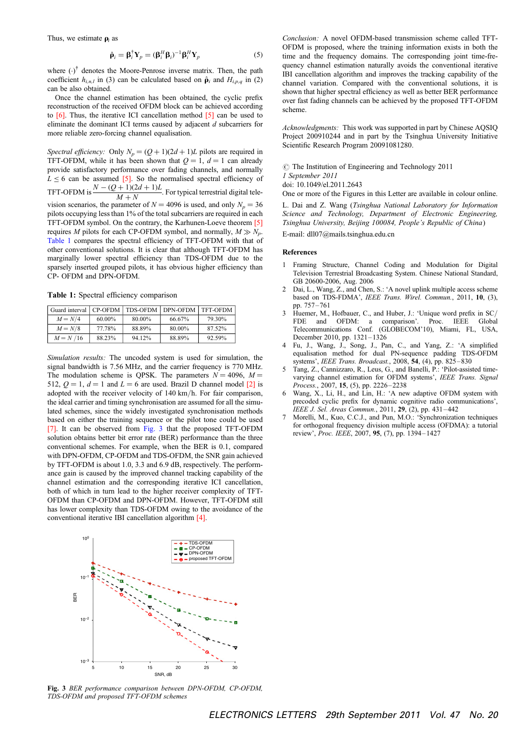Thus, we estimate $\boldsymbol{\rho}_i$ as

$$\hat{\boldsymbol{\rho}}_i = \boldsymbol{\beta}_i^{\dagger}\mathbf{Y}_p = (\boldsymbol{\beta}_i^H\boldsymbol{\beta}_i)^{-1}\boldsymbol{\beta}_i^H\mathbf{Y}_p \quad (5)$$

where $(\cdot)^{\dagger}$ denotes the Moore-Penrose inverse matrix. Then, the path coefficient $h_{i,n,l}$ in (3) can be calculated based on $\hat{\boldsymbol{\rho}}_i$ and $H_{i,p,q}$ in (2) can be also obtained.

Once the channel estimation has been obtained, the cyclic prefix reconstruction of the received OFDM block can be achieved according to [6]. Thus, the iterative ICI cancellation method [5] can be used to eliminate the dominant ICI terms caused by adjacent $d$ subcarriers for more reliable zero-forcing channel equalisation.

*Spectral efficiency:* Only $N_p = (Q+1)(2d+1)L$ pilots are required in TFT-OFDM, while it has been shown that $Q = 1$, $d = 1$ can already provide satisfactory performance over fading channels, and normally $L \leq 6$ can be assumed [5]. So the normalised spectral efficiency of TFT-OFDM is $\frac{N-(Q+1)(2d+1)L}{M+N}$. For typical terrestrial digital television scenarios, the parameter of $N = 4096$ is used, and only $N_p = 36$ pilots occupying less than 1% of the total subcarriers are required in each TFT-OFDM symbol. On the contrary, the Karhunen-Loeve theorem [5] requires $M$ pilots for each CP-OFDM symbol, and normally, $M \gg N_p$. Table 1 compares the spectral efficiency of TFT-OFDM with that of other conventional solutions. It is clear that although TFT-OFDM has marginally lower spectral efficiency than TDS-OFDM due to the sparsely inserted grouped pilots, it has obvious higher efficiency than CP- OFDM and DPN-OFDM.

**Table 1:** Spectral efficiency comparison

| Guard interval | CP-OFDM | TDS-OFDM | DPN-OFDM | TFT-OFDM |
|---|---|---|---|---|
| $M = N/4$ | 60.00% | 80.00% | 66.67% | 79.30% |
| $M = N/8$ | 77.78% | 88.89% | 80.00% | 87.52% |
| $M = N/16$ | 88.23% | 94.12% | 88.89% | 92.59% |

*Simulation results:* The uncoded system is used for simulation, the signal bandwidth is 7.56 MHz, and the carrier frequency is 770 MHz. The modulation scheme is QPSK. The parameters $N = 4096$, $M = 512$, $Q = 1$, $d = 1$ and $L = 6$ are used. Brazil D channel model [2] is adopted with the receiver velocity of 140 km/h. For fair comparison, the ideal carrier and timing synchronisation are assumed for all the simulated schemes, since the widely investigated synchronisation methods based on either the training sequence or the pilot tone could be used [7]. It can be observed from Fig. 3 that the proposed TFT-OFDM solution obtains better bit error rate (BER) performance than the three conventional schemes. For example, when the BER is 0.1, compared with DPN-OFDM, CP-OFDM and TDS-OFDM, the SNR gain achieved by TFT-OFDM is about 1.0, 3.3 and 6.9 dB, respectively. The performance gain is caused by the improved channel tracking capability of the channel estimation and the corresponding iterative ICI cancellation, both of which in turn lead to the higher receiver complexity of TFT-OFDM than CP-OFDM and DPN-OFDM. However, TFT-OFDM still has lower complexity than TDS-OFDM owing to the avoidance of the conventional iterative IBI cancellation algorithm [4].

$10^0$
$10^{-1}$
$10^{-2}$
$10^{-3}$
BER
5 10 15 20 25 30
SNR, dB
TDS-OFDM
CP-OFDM
DPN-OFDM
proposed TFT-OFDM

**Fig. 3** *BER performance comparison between DPN-OFDM, CP-OFDM, TDS-OFDM and proposed TFT-OFDM schemes*

*Conclusion:* A novel OFDM-based transmission scheme called TFT-OFDM is proposed, where the training information exists in both the time and the frequency domains. The corresponding joint time-frequency channel estimation naturally avoids the conventional iterative IBI cancellation algorithm and improves the tracking capability of the channel variation. Compared with the conventional solutions, it is shown that higher spectral efficiency as well as better BER performance over fast fading channels can be achieved by the proposed TFT-OFDM scheme.

*Acknowledgments:* This work was supported in part by Chinese AQSIQ Project 200910244 and in part by the Tsinghua University Initiative Scientific Research Program 20091081280.

© The Institution of Engineering and Technology 2011
*1 September 2011*
doi: 10.1049/el.2011.2643
One or more of the Figures in this Letter are available in colour online.

L. Dai and Z. Wang (*Tsinghua National Laboratory for Information Science and Technology, Department of Electronic Engineering, Tsinghua University, Beijing 100084, People's Republic of China*)

E-mail: dll07@mails.tsinghua.edu.cn

## References

1. Framing Structure, Channel Coding and Modulation for Digital Television Terrestrial Broadcasting System. Chinese National Standard, GB 20600-2006, Aug. 2006
2. Dai, L., Wang, Z., and Chen, S.: 'A novel uplink multiple access scheme based on TDS-FDMA', *IEEE Trans. Wirel. Commun.*, 2011, **10**, (3), pp. 757–761
3. Huemer, M., Hofbauer, C., and Huber, J.: 'Unique word prefix in SC/FDE and OFDM: a comparison'. Proc. IEEE Global Telecommunications Conf. (GLOBECOM'10), Miami, FL, USA, December 2010, pp. 1321–1326
4. Fu, J., Wang, J., Song, J., Pan, C., and Yang, Z.: 'A simplified equalisation method for dual PN-sequence padding TDS-OFDM systems', *IEEE Trans. Broadcast.*, 2008, **54**, (4), pp. 825–830
5. Tang, Z., Cannizzaro, R., Leus, G., and Banelli, P.: 'Pilot-assisted time-varying channel estimation for OFDM systems', *IEEE Trans. Signal Process.*, 2007, **15**, (5), pp. 2226–2238
6. Wang, X., Li, H., and Lin, H.: 'A new adaptive OFDM system with precoded cyclic prefix for dynamic cognitive radio communications', *IEEE J. Sel. Areas Commun.*, 2011, **29**, (2), pp. 431–442
7. Morelli, M., Kuo, C.C.J., and Pun, M.O.: 'Synchronization techniques for orthogonal frequency division multiple access (OFDMA): a tutorial review', *Proc. IEEE*, 2007, **95**, (7), pp. 1394–1427